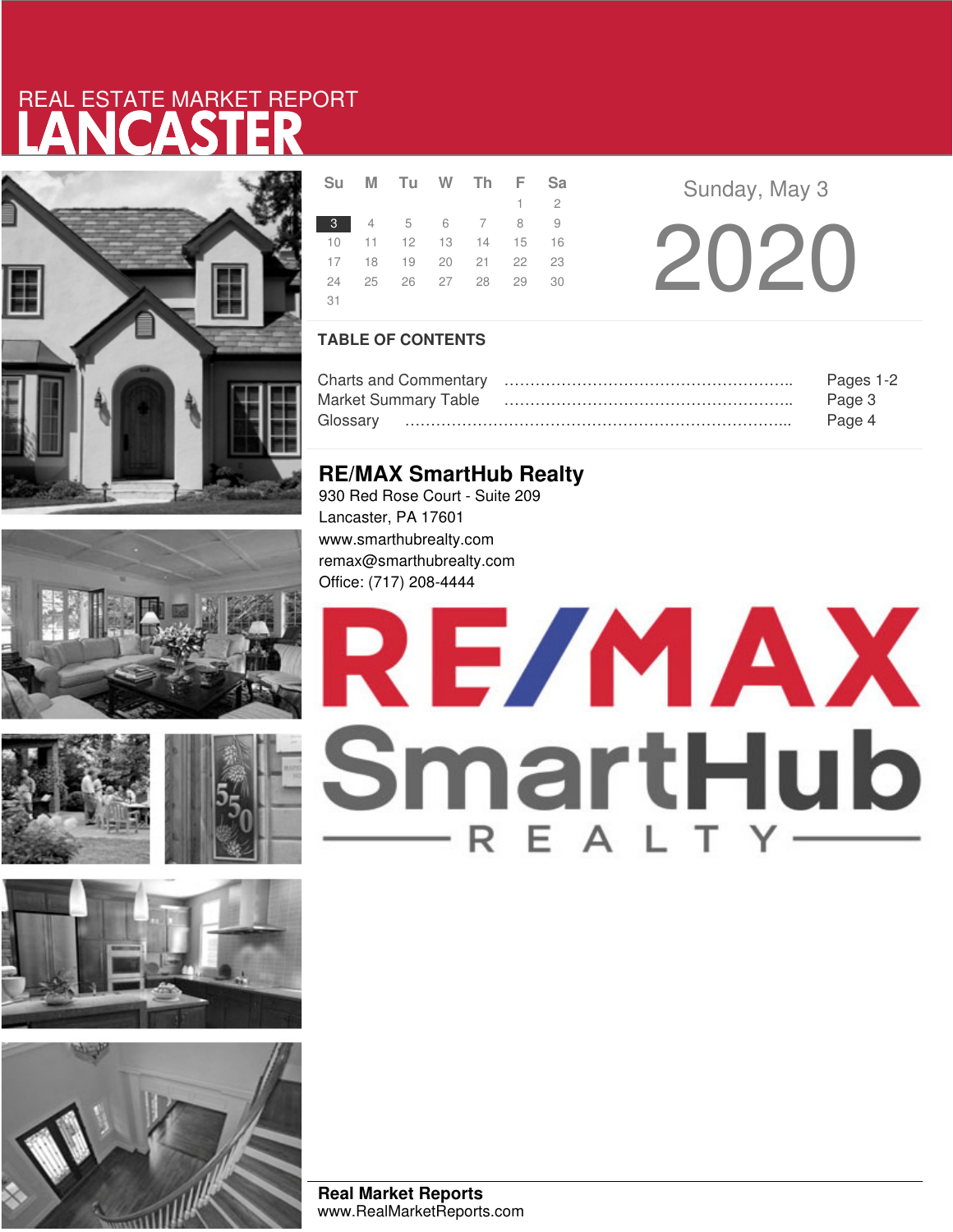REAL ESTATE MARKET REPORT

# LANCASTER

| Su | M | Tu | W | Th | F | Sa |
|---|---|---|---|---|---|---|
| | | | | | 1 | 2 |
| 3 | 4 | 5 | 6 | 7 | 8 | 9 |
| 10 | 11 | 12 | 13 | 14 | 15 | 16 |
| 17 | 18 | 19 | 20 | 21 | 22 | 23 |
| 24 | 25 | 26 | 27 | 28 | 29 | 30 |
| 31 | | | | | | |

Sunday, May 3

2020

## TABLE OF CONTENTS

Charts and Commentary ………………………………………………….. Pages 1-2
Market Summary Table ………………………………………………….. Page 3
Glossary …………………………………………………………………... Page 4

## RE/MAX SmartHub Realty

930 Red Rose Court - Suite 209
Lancaster, PA 17601
www.smarthubrealty.com
remax@smarthubrealty.com
Office: (717) 208-4444

RE/MAX SmartHub REALTY

**Real Market Reports**
www.RealMarketReports.com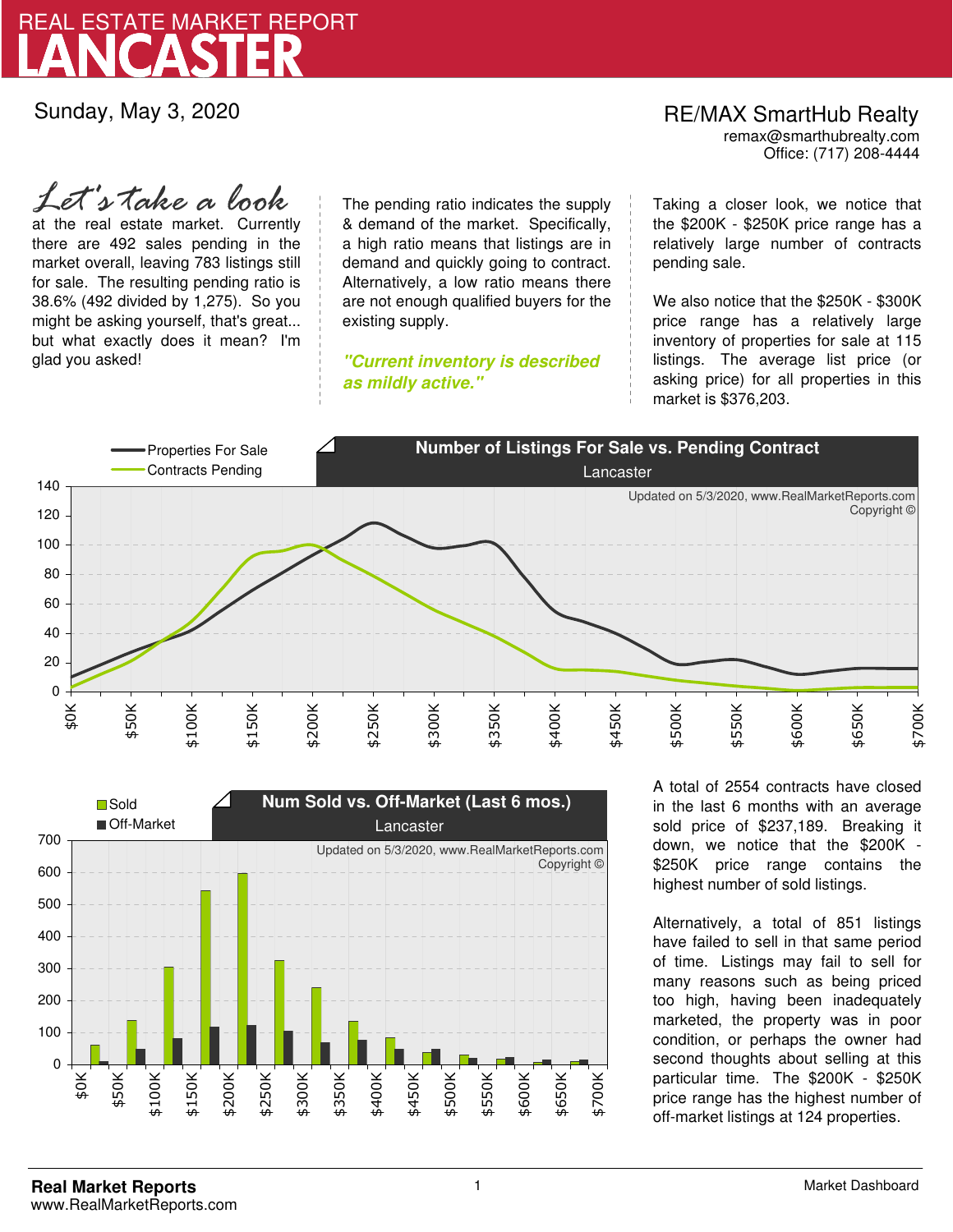# REAL ESTATE MARKET REPORT
# LANCASTER

Sunday, May 3, 2020

RE/MAX SmartHub Realty
remax@smarthubrealty.com
Office: (717) 208-4444

*Let's take a look* at the real estate market. Currently there are 492 sales pending in the market overall, leaving 783 listings still for sale. The resulting pending ratio is 38.6% (492 divided by 1,275). So you might be asking yourself, that's great... but what exactly does it mean? I'm glad you asked!

The pending ratio indicates the supply & demand of the market. Specifically, a high ratio means that listings are in demand and quickly going to contract. Alternatively, a low ratio means there are not enough qualified buyers for the existing supply.

***"Current inventory is described as mildly active."***

Taking a closer look, we notice that the $200K - $250K price range has a relatively large number of contracts pending sale.

We also notice that the $250K - $300K price range has a relatively large inventory of properties for sale at 115 listings. The average list price (or asking price) for all properties in this market is $376,203.

**Number of Listings For Sale vs. Pending Contract**
Lancaster

Updated on 5/3/2020, www.RealMarketReports.com Copyright ©

**Num Sold vs. Off-Market (Last 6 mos.)**
Lancaster

Updated on 5/3/2020, www.RealMarketReports.com Copyright ©

A total of 2554 contracts have closed in the last 6 months with an average sold price of $237,189. Breaking it down, we notice that the $200K - $250K price range contains the highest number of sold listings.

Alternatively, a total of 851 listings have failed to sell in that same period of time. Listings may fail to sell for many reasons such as being priced too high, having been inadequately marketed, the property was in poor condition, or perhaps the owner had second thoughts about selling at this particular time. The $200K - $250K price range has the highest number of off-market listings at 124 properties.

**Real Market Reports**
www.RealMarketReports.com

Market Dashboard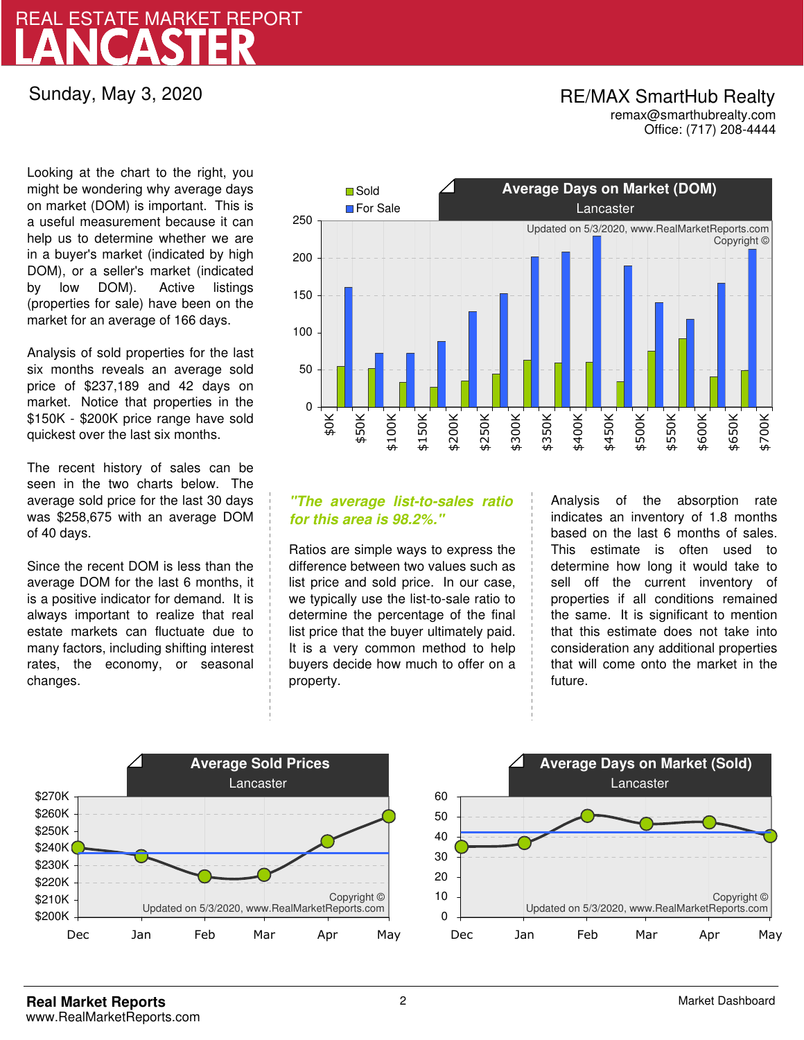# REAL ESTATE MARKET REPORT
# LANCASTER

Sunday, May 3, 2020

RE/MAX SmartHub Realty
remax@smarthubrealty.com
Office: (717) 208-4444

Looking at the chart to the right, you might be wondering why average days on market (DOM) is important. This is a useful measurement because it can help us to determine whether we are in a buyer's market (indicated by high DOM), or a seller's market (indicated by low DOM). Active listings (properties for sale) have been on the market for an average of 166 days.

Analysis of sold properties for the last six months reveals an average sold price of $237,189 and 42 days on market. Notice that properties in the $150K - $200K price range have sold quickest over the last six months.

The recent history of sales can be seen in the two charts below. The average sold price for the last 30 days was $258,675 with an average DOM of 40 days.

Since the recent DOM is less than the average DOM for the last 6 months, it is a positive indicator for demand. It is always important to realize that real estate markets can fluctuate due to many factors, including shifting interest rates, the economy, or seasonal changes.

**Average Days on Market (DOM)**
Lancaster

Sold / For Sale

Updated on 5/3/2020, www.RealMarketReports.com Copyright ©

$0K, $50K, $100K, $150K, $200K, $250K, $300K, $350K, $400K, $450K, $500K, $550K, $600K, $650K, $700K

***"The average list-to-sales ratio for this area is 98.2%."***

Ratios are simple ways to express the difference between two values such as list price and sold price. In our case, we typically use the list-to-sale ratio to determine the percentage of the final list price that the buyer ultimately paid. It is a very common method to help buyers decide how much to offer on a property.

Analysis of the absorption rate indicates an inventory of 1.8 months based on the last 6 months of sales. This estimate is often used to determine how long it would take to sell off the current inventory of properties if all conditions remained the same. It is significant to mention that this estimate does not take into consideration any additional properties that will come onto the market in the future.

**Average Sold Prices**
Lancaster

Copyright © Updated on 5/3/2020, www.RealMarketReports.com

Dec, Jan, Feb, Mar, Apr, May

**Average Days on Market (Sold)**
Lancaster

Copyright © Updated on 5/3/2020, www.RealMarketReports.com

Dec, Jan, Feb, Mar, Apr, May

**Real Market Reports**
www.RealMarketReports.com

Market Dashboard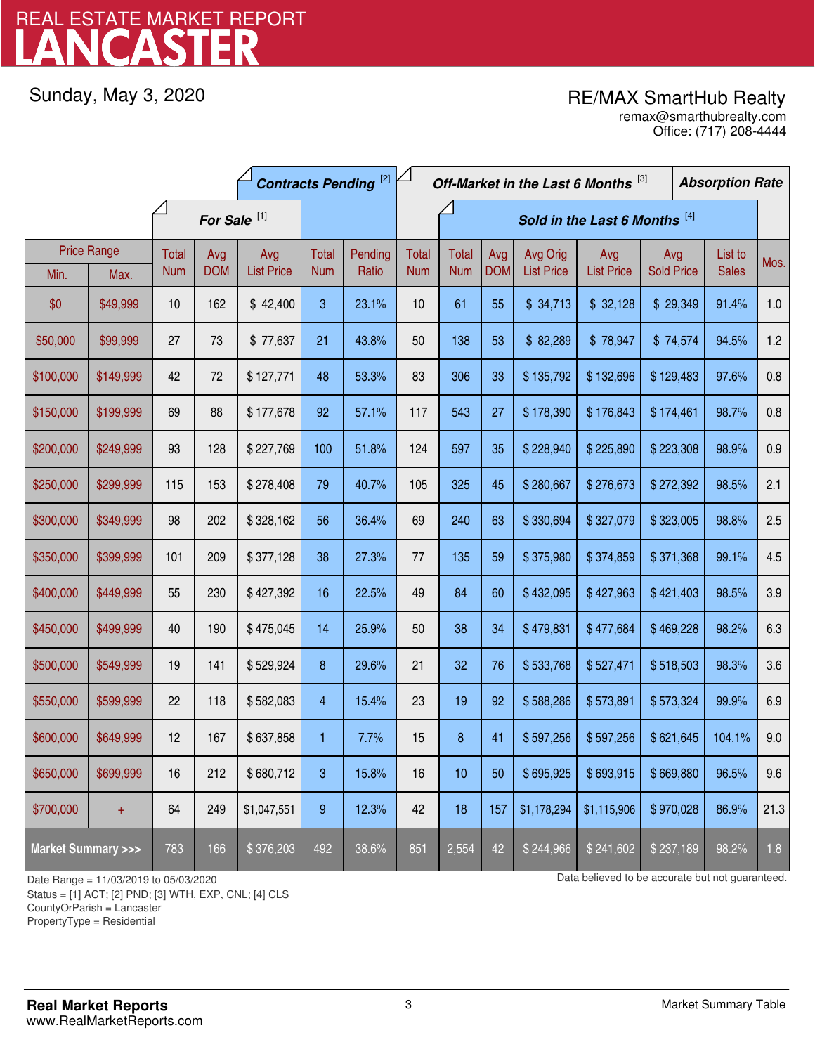# REAL ESTATE MARKET REPORT
# LANCASTER

Sunday, May 3, 2020

RE/MAX SmartHub Realty
remax@smarthubrealty.com
Office: (717) 208-4444

| Price Range | | For Sale [1] | | | Contracts Pending [2] | | Off-Market in the Last 6 Months [3] | Sold in the Last 6 Months [4] | | | | | | Absorption Rate |
|---|---|---|---|---|---|---|---|---|---|---|---|---|---|---|
| Min. | Max. | Total Num | Avg DOM | Avg List Price | Total Num | Pending Ratio | Total Num | Total Num | Avg DOM | Avg Orig List Price | Avg List Price | Avg Sold Price | List to Sales | Mos. |
| $0 | $49,999 | 10 | 162 | $ 42,400 | 3 | 23.1% | 10 | 61 | 55 | $ 34,713 | $ 32,128 | $ 29,349 | 91.4% | 1.0 |
| $50,000 | $99,999 | 27 | 73 | $ 77,637 | 21 | 43.8% | 50 | 138 | 53 | $ 82,289 | $ 78,947 | $ 74,574 | 94.5% | 1.2 |
| $100,000 | $149,999 | 42 | 72 | $ 127,771 | 48 | 53.3% | 83 | 306 | 33 | $ 135,792 | $ 132,696 | $ 129,483 | 97.6% | 0.8 |
| $150,000 | $199,999 | 69 | 88 | $ 177,678 | 92 | 57.1% | 117 | 543 | 27 | $ 178,390 | $ 176,843 | $ 174,461 | 98.7% | 0.8 |
| $200,000 | $249,999 | 93 | 128 | $ 227,769 | 100 | 51.8% | 124 | 597 | 35 | $ 228,940 | $ 225,890 | $ 223,308 | 98.9% | 0.9 |
| $250,000 | $299,999 | 115 | 153 | $ 278,408 | 79 | 40.7% | 105 | 325 | 45 | $ 280,667 | $ 276,673 | $ 272,392 | 98.5% | 2.1 |
| $300,000 | $349,999 | 98 | 202 | $ 328,162 | 56 | 36.4% | 69 | 240 | 63 | $ 330,694 | $ 327,079 | $ 323,005 | 98.8% | 2.5 |
| $350,000 | $399,999 | 101 | 209 | $ 377,128 | 38 | 27.3% | 77 | 135 | 59 | $ 375,980 | $ 374,859 | $ 371,368 | 99.1% | 4.5 |
| $400,000 | $449,999 | 55 | 230 | $ 427,392 | 16 | 22.5% | 49 | 84 | 60 | $ 432,095 | $ 427,963 | $ 421,403 | 98.5% | 3.9 |
| $450,000 | $499,999 | 40 | 190 | $ 475,045 | 14 | 25.9% | 50 | 38 | 34 | $ 479,831 | $ 477,684 | $ 469,228 | 98.2% | 6.3 |
| $500,000 | $549,999 | 19 | 141 | $ 529,924 | 8 | 29.6% | 21 | 32 | 76 | $ 533,768 | $ 527,471 | $ 518,503 | 98.3% | 3.6 |
| $550,000 | $599,999 | 22 | 118 | $ 582,083 | 4 | 15.4% | 23 | 19 | 92 | $ 588,286 | $ 573,891 | $ 573,324 | 99.9% | 6.9 |
| $600,000 | $649,999 | 12 | 167 | $ 637,858 | 1 | 7.7% | 15 | 8 | 41 | $ 597,256 | $ 597,256 | $ 621,645 | 104.1% | 9.0 |
| $650,000 | $699,999 | 16 | 212 | $ 680,712 | 3 | 15.8% | 16 | 10 | 50 | $ 695,925 | $ 693,915 | $ 669,880 | 96.5% | 9.6 |
| $700,000 | + | 64 | 249 | $1,047,551 | 9 | 12.3% | 42 | 18 | 157 | $1,178,294 | $1,115,906 | $ 970,028 | 86.9% | 21.3 |
| **Market Summary >>>** | | 783 | 166 | $ 376,203 | 492 | 38.6% | 851 | 2,554 | 42 | $ 244,966 | $ 241,602 | $ 237,189 | 98.2% | 1.8 |

Date Range = 11/03/2019 to 05/03/2020
Status = [1] ACT; [2] PND; [3] WTH, EXP, CNL; [4] CLS
CountyOrParish = Lancaster
PropertyType = Residential

Data believed to be accurate but not guaranteed.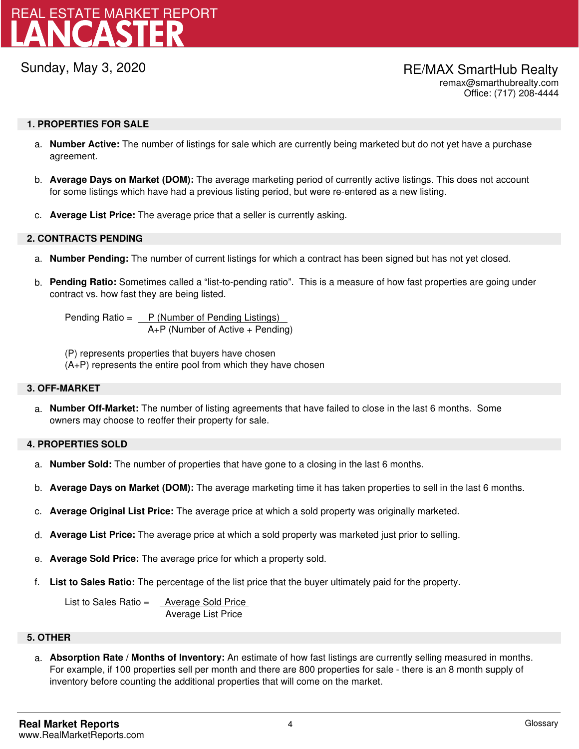# REAL ESTATE MARKET REPORT LANCASTER

Sunday, May 3, 2020

RE/MAX SmartHub Realty
remax@smarthubrealty.com
Office: (717) 208-4444

## 1. PROPERTIES FOR SALE

a. **Number Active:** The number of listings for sale which are currently being marketed but do not yet have a purchase agreement.

b. **Average Days on Market (DOM):** The average marketing period of currently active listings. This does not account for some listings which have had a previous listing period, but were re-entered as a new listing.

c. **Average List Price:** The average price that a seller is currently asking.

## 2. CONTRACTS PENDING

a. **Number Pending:** The number of current listings for which a contract has been signed but has not yet closed.

b. **Pending Ratio:** Sometimes called a "list-to-pending ratio". This is a measure of how fast properties are going under contract vs. how fast they are being listed.

$$\text{Pending Ratio} = \frac{\text{P (Number of Pending Listings)}}{\text{A+P (Number of Active + Pending)}}$$

(P) represents properties that buyers have chosen
(A+P) represents the entire pool from which they have chosen

## 3. OFF-MARKET

a. **Number Off-Market:** The number of listing agreements that have failed to close in the last 6 months. Some owners may choose to reoffer their property for sale.

## 4. PROPERTIES SOLD

a. **Number Sold:** The number of properties that have gone to a closing in the last 6 months.

b. **Average Days on Market (DOM):** The average marketing time it has taken properties to sell in the last 6 months.

c. **Average Original List Price:** The average price at which a sold property was originally marketed.

d. **Average List Price:** The average price at which a sold property was marketed just prior to selling.

e. **Average Sold Price:** The average price for which a property sold.

f. **List to Sales Ratio:** The percentage of the list price that the buyer ultimately paid for the property.

$$\text{List to Sales Ratio} = \frac{\text{Average Sold Price}}{\text{Average List Price}}$$

## 5. OTHER

a. **Absorption Rate / Months of Inventory:** An estimate of how fast listings are currently selling measured in months. For example, if 100 properties sell per month and there are 800 properties for sale - there is an 8 month supply of inventory before counting the additional properties that will come on the market.